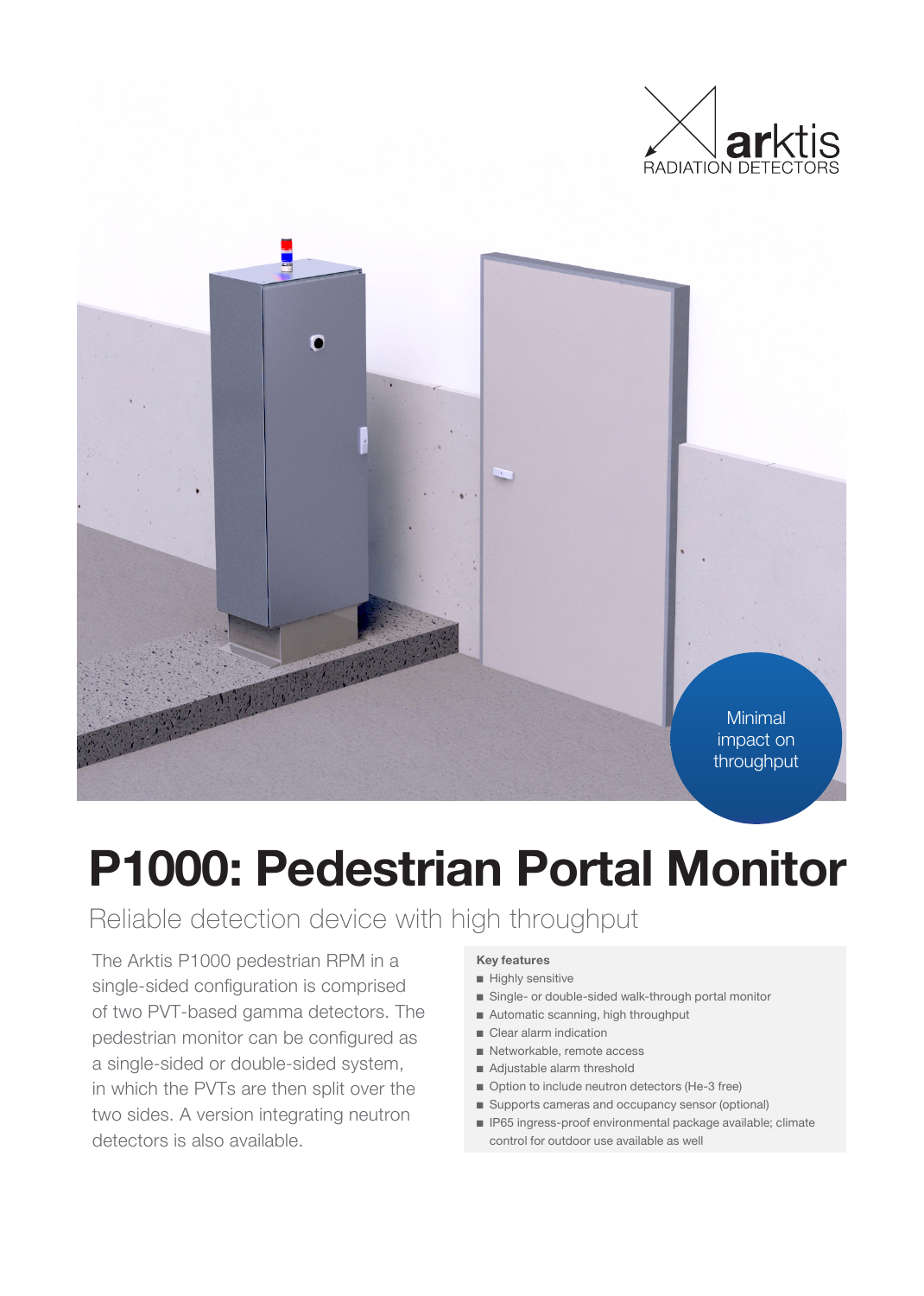arktis
RADIATION DETECTORS

Minimal impact on throughput

# P1000: Pedestrian Portal Monitor

## Reliable detection device with high throughput

The Arktis P1000 pedestrian RPM in a single-sided configuration is comprised of two PVT-based gamma detectors. The pedestrian monitor can be configured as a single-sided or double-sided system, in which the PVTs are then split over the two sides. A version integrating neutron detectors is also available.

**Key features**

- Highly sensitive
- Single- or double-sided walk-through portal monitor
- Automatic scanning, high throughput
- Clear alarm indication
- Networkable, remote access
- Adjustable alarm threshold
- Option to include neutron detectors (He-3 free)
- Supports cameras and occupancy sensor (optional)
- IP65 ingress-proof environmental package available; climate control for outdoor use available as well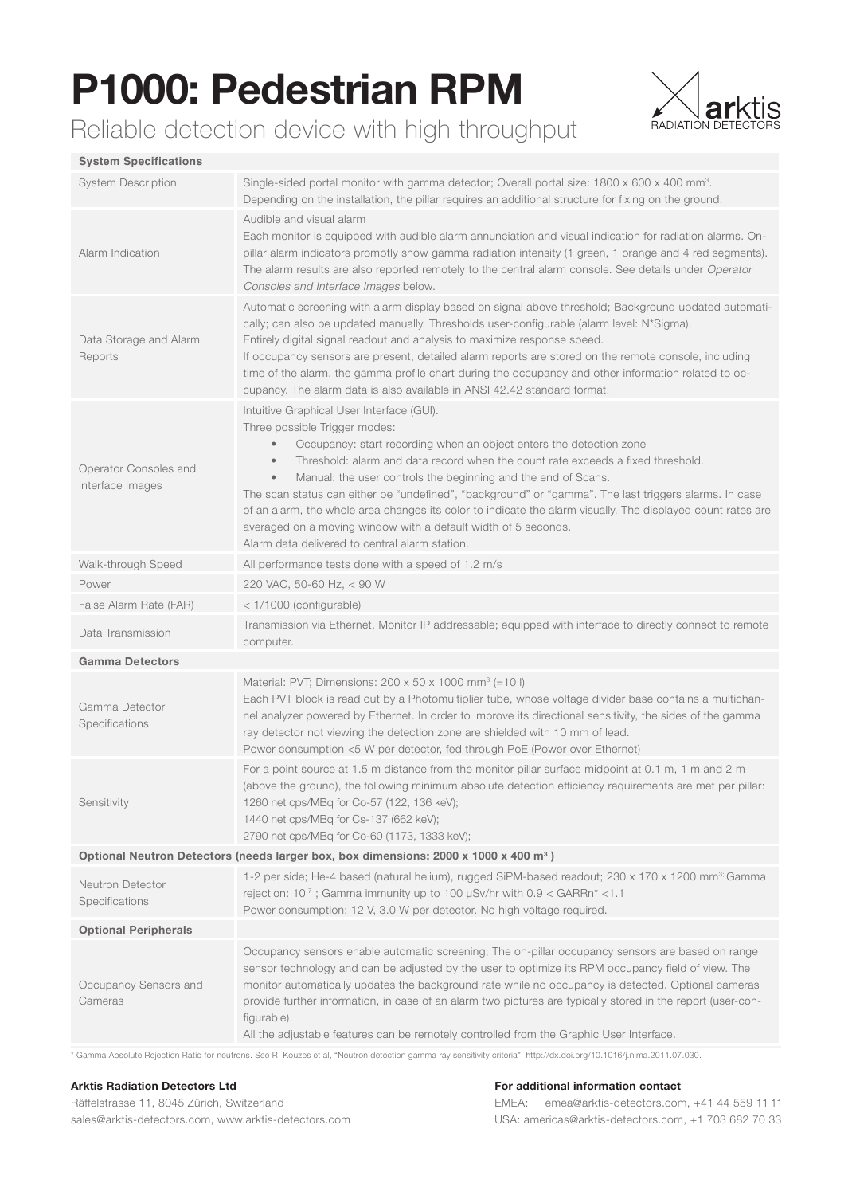# P1000: Pedestrian RPM

## Reliable detection device with high throughput

arktis RADIATION DETECTORS

| System Specifications | |
|---|---|
| System Description | Single-sided portal monitor with gamma detector; Overall portal size: 1800 x 600 x 400 mm$^3$. Depending on the installation, the pillar requires an additional structure for fixing on the ground. |
| Alarm Indication | Audible and visual alarm<br>Each monitor is equipped with audible alarm annunciation and visual indication for radiation alarms. On-pillar alarm indicators promptly show gamma radiation intensity (1 green, 1 orange and 4 red segments). The alarm results are also reported remotely to the central alarm console. See details under *Operator Consoles and Interface Images* below. |
| Data Storage and Alarm Reports | Automatic screening with alarm display based on signal above threshold; Background updated automatically; can also be updated manually. Thresholds user-configurable (alarm level: N*Sigma).<br>Entirely digital signal readout and analysis to maximize response speed.<br>If occupancy sensors are present, detailed alarm reports are stored on the remote console, including time of the alarm, the gamma profile chart during the occupancy and other information related to occupancy. The alarm data is also available in ANSI 42.42 standard format. |
| Operator Consoles and Interface Images | Intuitive Graphical User Interface (GUI).<br>Three possible Trigger modes:<br>• Occupancy: start recording when an object enters the detection zone<br>• Threshold: alarm and data record when the count rate exceeds a fixed threshold.<br>• Manual: the user controls the beginning and the end of Scans.<br>The scan status can either be "undefined", "background" or "gamma". The last triggers alarms. In case of an alarm, the whole area changes its color to indicate the alarm visually. The displayed count rates are averaged on a moving window with a default width of 5 seconds.<br>Alarm data delivered to central alarm station. |
| Walk-through Speed | All performance tests done with a speed of 1.2 m/s |
| Power | 220 VAC, 50-60 Hz, < 90 W |
| False Alarm Rate (FAR) | < 1/1000 (configurable) |
| Data Transmission | Transmission via Ethernet, Monitor IP addressable; equipped with interface to directly connect to remote computer. |
| **Gamma Detectors** | |
| Gamma Detector Specifications | Material: PVT; Dimensions: 200 x 50 x 1000 mm$^3$ (=10 l)<br>Each PVT block is read out by a Photomultiplier tube, whose voltage divider base contains a multichannel analyzer powered by Ethernet. In order to improve its directional sensitivity, the sides of the gamma ray detector not viewing the detection zone are shielded with 10 mm of lead.<br>Power consumption <5 W per detector, fed through PoE (Power over Ethernet) |
| Sensitivity | For a point source at 1.5 m distance from the monitor pillar surface midpoint at 0.1 m, 1 m and 2 m (above the ground), the following minimum absolute detection efficiency requirements are met per pillar:<br>1260 net cps/MBq for Co-57 (122, 136 keV);<br>1440 net cps/MBq for Cs-137 (662 keV);<br>2790 net cps/MBq for Co-60 (1173, 1333 keV); |
| **Optional Neutron Detectors (needs larger box, box dimensions: 2000 x 1000 x 400 m$^3$ )** | |
| Neutron Detector Specifications | 1-2 per side; He-4 based (natural helium), rugged SiPM-based readout; 230 x 170 x 1200 mm$^3$; Gamma rejection: $10^{-7}$ ; Gamma immunity up to 100 µSv/hr with 0.9 < GARRn* <1.1<br>Power consumption: 12 V, 3.0 W per detector. No high voltage required. |
| **Optional Peripherals** | |
| Occupancy Sensors and Cameras | Occupancy sensors enable automatic screening; The on-pillar occupancy sensors are based on range sensor technology and can be adjusted by the user to optimize its RPM occupancy field of view. The monitor automatically updates the background rate while no occupancy is detected. Optional cameras provide further information, in case of an alarm two pictures are typically stored in the report (user-configurable).<br>All the adjustable features can be remotely controlled from the Graphic User Interface. |

* Gamma Absolute Rejection Ratio for neutrons. See R. Kouzes et al, "Neutron detection gamma ray sensitivity criteria", http://dx.doi.org/10.1016/j.nima.2011.07.030.

**Arktis Radiation Detectors Ltd**
Räffelstrasse 11, 8045 Zürich, Switzerland
sales@arktis-detectors.com, www.arktis-detectors.com

**For additional information contact**
EMEA: emea@arktis-detectors.com, +41 44 559 11 11
USA: americas@arktis-detectors.com, +1 703 682 70 33